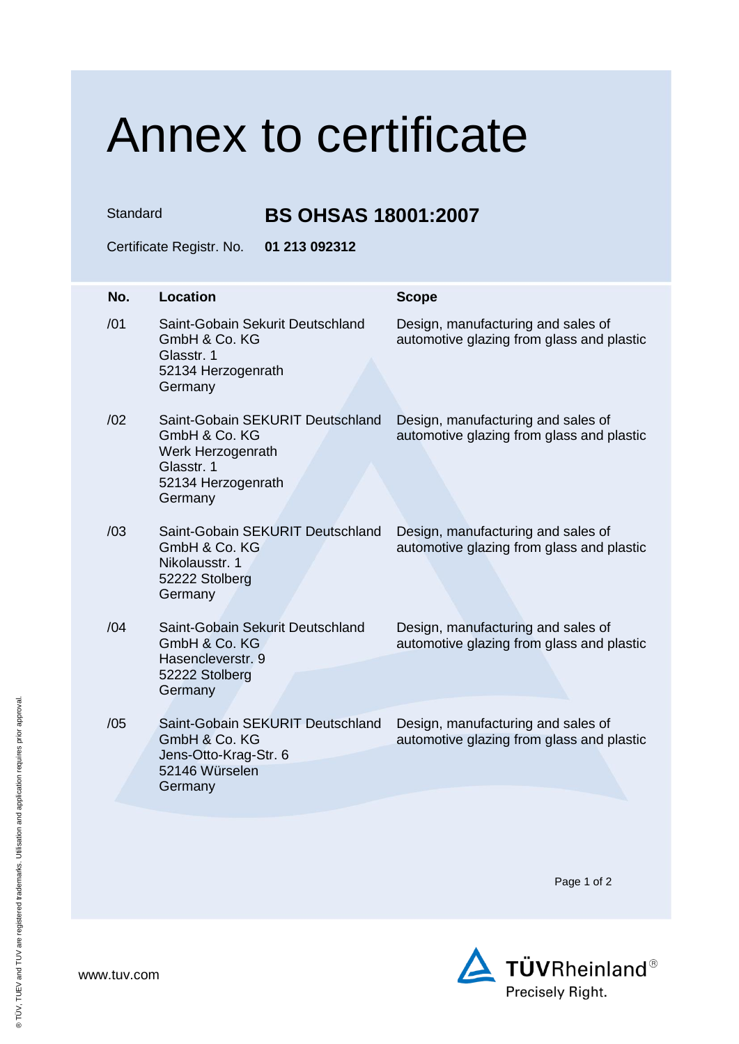# Annex to certificate

Standard **BS OHSAS 18001:2007**

Certificate Registr. No. **01 213 092312**

| No. | Location | Scope |
| --- | --- | --- |
| /01 | Saint-Gobain Sekurit Deutschland GmbH & Co. KG<br>Glasstr. 1<br>52134 Herzogenrath<br>Germany | Design, manufacturing and sales of automotive glazing from glass and plastic |
| /02 | Saint-Gobain SEKURIT Deutschland GmbH & Co. KG<br>Werk Herzogenrath<br>Glasstr. 1<br>52134 Herzogenrath<br>Germany | Design, manufacturing and sales of automotive glazing from glass and plastic |
| /03 | Saint-Gobain SEKURIT Deutschland GmbH & Co. KG<br>Nikolausstr. 1<br>52222 Stolberg<br>Germany | Design, manufacturing and sales of automotive glazing from glass and plastic |
| /04 | Saint-Gobain Sekurit Deutschland GmbH & Co. KG<br>Hasencleverstr. 9<br>52222 Stolberg<br>Germany | Design, manufacturing and sales of automotive glazing from glass and plastic |
| /05 | Saint-Gobain SEKURIT Deutschland GmbH & Co. KG<br>Jens-Otto-Krag-Str. 6<br>52146 Würselen<br>Germany | Design, manufacturing and sales of automotive glazing from glass and plastic |

www.tuv.com

TÜVRheinland®
Precisely Right.

® TÜV, TUEV and TUV are registered trademarks. Utilisation and application requires prior approval.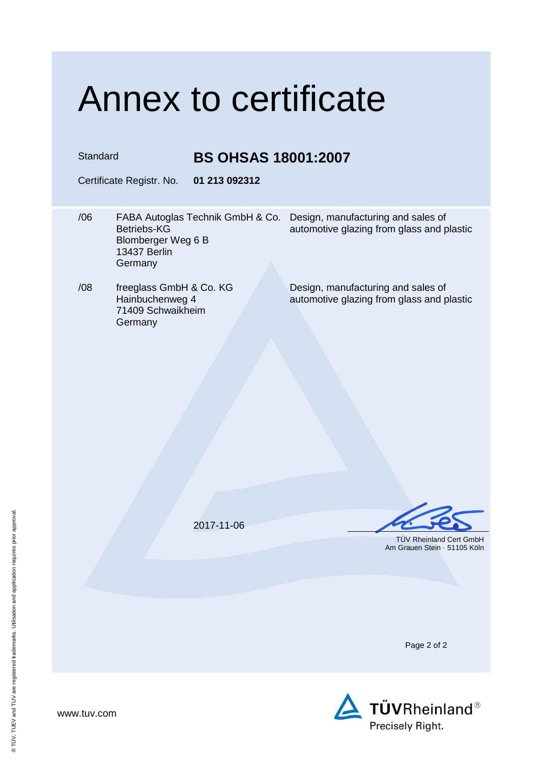# Annex to certificate

Standard **BS OHSAS 18001:2007**

Certificate Registr. No. **01 213 092312**

| | | |
|---|---|---|
| /06 | FABA Autoglas Technik GmbH & Co. Betriebs-KG<br>Blomberger Weg 6 B<br>13437 Berlin<br>Germany | Design, manufacturing and sales of automotive glazing from glass and plastic |
| /08 | freeglass GmbH & Co. KG<br>Hainbuchenweg 4<br>71409 Schwaikheim<br>Germany | Design, manufacturing and sales of automotive glazing from glass and plastic |

2017-11-06

TÜV Rheinland Cert GmbH
Am Grauen Stein · 51105 Köln

www.tuv.com

TÜVRheinland®
Precisely Right.

® TÜV, TUEV and TUV are registered trademarks. Utilisation and application requires prior approval.